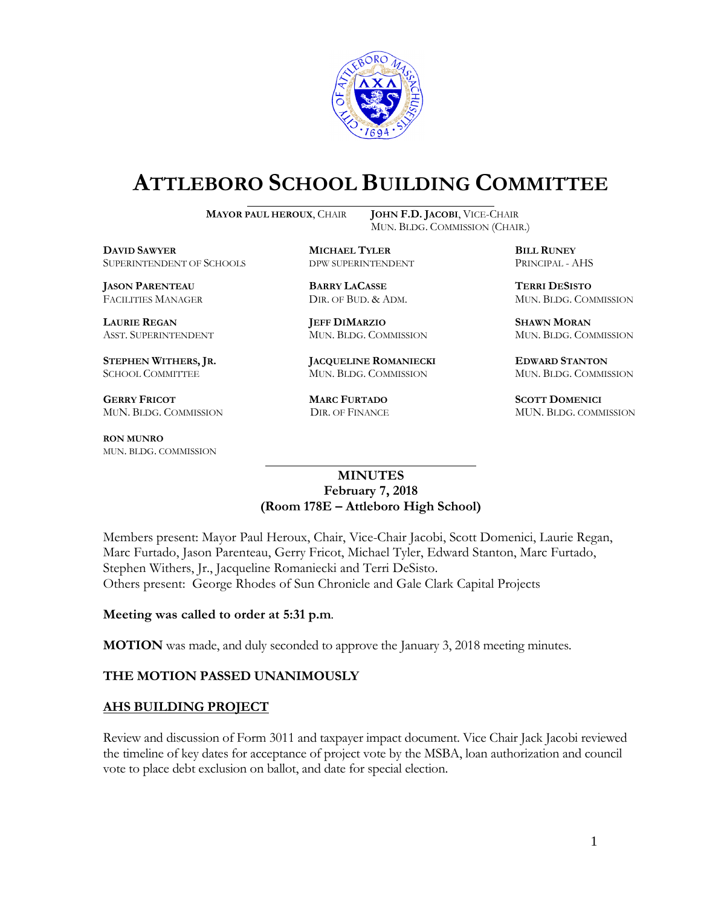# ATTLEBORO SCHOOL BUILDING COMMITTEE

**MAYOR PAUL HEROUX**, CHAIR
**JOHN F.D. JACOBI**, VICE-CHAIR
MUN. BLDG. COMMISSION (CHAIR.)

**DAVID SAWYER**
SUPERINTENDENT OF SCHOOLS

**MICHAEL TYLER**
DPW SUPERINTENDENT

**BILL RUNEY**
PRINCIPAL - AHS

**JASON PARENTEAU**
FACILITIES MANAGER

**BARRY LACASSE**
DIR. OF BUD. & ADM.

**TERRI DESISTO**
MUN. BLDG. COMMISSION

**LAURIE REGAN**
ASST. SUPERINTENDENT

**JEFF DIMARZIO**
MUN. BLDG. COMMISSION

**SHAWN MORAN**
MUN. BLDG. COMMISSION

**STEPHEN WITHERS, JR.**
SCHOOL COMMITTEE

**JACQUELINE ROMANIECKI**
MUN. BLDG. COMMISSION

**EDWARD STANTON**
MUN. BLDG. COMMISSION

**GERRY FRICOT**
MUN. BLDG. COMMISSION

**MARC FURTADO**
DIR. OF FINANCE

**SCOTT DOMENICI**
MUN. BLDG. COMMISSION

**RON MUNRO**
MUN. BLDG. COMMISSION

## MINUTES
**February 7, 2018**
**(Room 178E – Attleboro High School)**

Members present: Mayor Paul Heroux, Chair, Vice-Chair Jacobi, Scott Domenici, Laurie Regan, Marc Furtado, Jason Parenteau, Gerry Fricot, Michael Tyler, Edward Stanton, Marc Furtado, Stephen Withers, Jr., Jacqueline Romaniecki and Terri DeSisto.
Others present: George Rhodes of Sun Chronicle and Gale Clark Capital Projects

**Meeting was called to order at 5:31 p.m**.

**MOTION** was made, and duly seconded to approve the January 3, 2018 meeting minutes.

**THE MOTION PASSED UNANIMOUSLY**

### AHS BUILDING PROJECT

Review and discussion of Form 3011 and taxpayer impact document. Vice Chair Jack Jacobi reviewed the timeline of key dates for acceptance of project vote by the MSBA, loan authorization and council vote to place debt exclusion on ballot, and date for special election.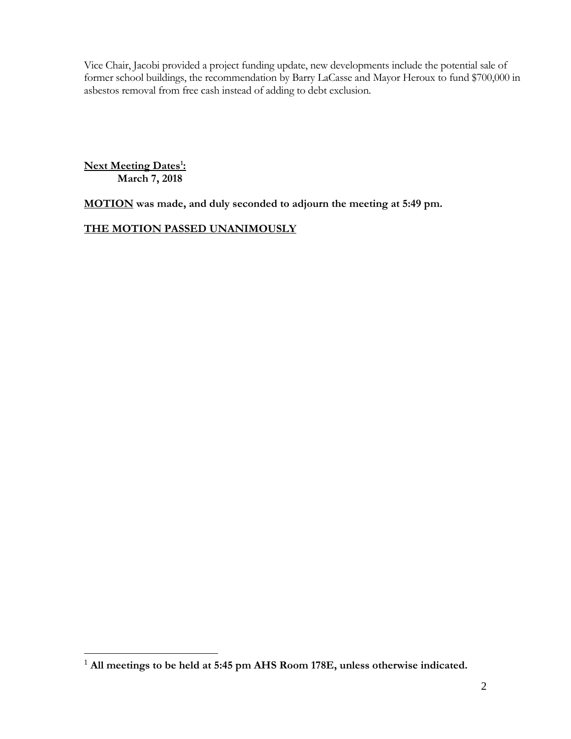Vice Chair, Jacobi provided a project funding update, new developments include the potential sale of former school buildings, the recommendation by Barry LaCasse and Mayor Heroux to fund $700,000 in asbestos removal from free cash instead of adding to debt exclusion.

**Next Meeting Dates[1]:**
**March 7, 2018**

**MOTION was made, and duly seconded to adjourn the meeting at 5:49 pm.**

**THE MOTION PASSED UNANIMOUSLY**

[1] **All meetings to be held at 5:45 pm AHS Room 178E, unless otherwise indicated.**